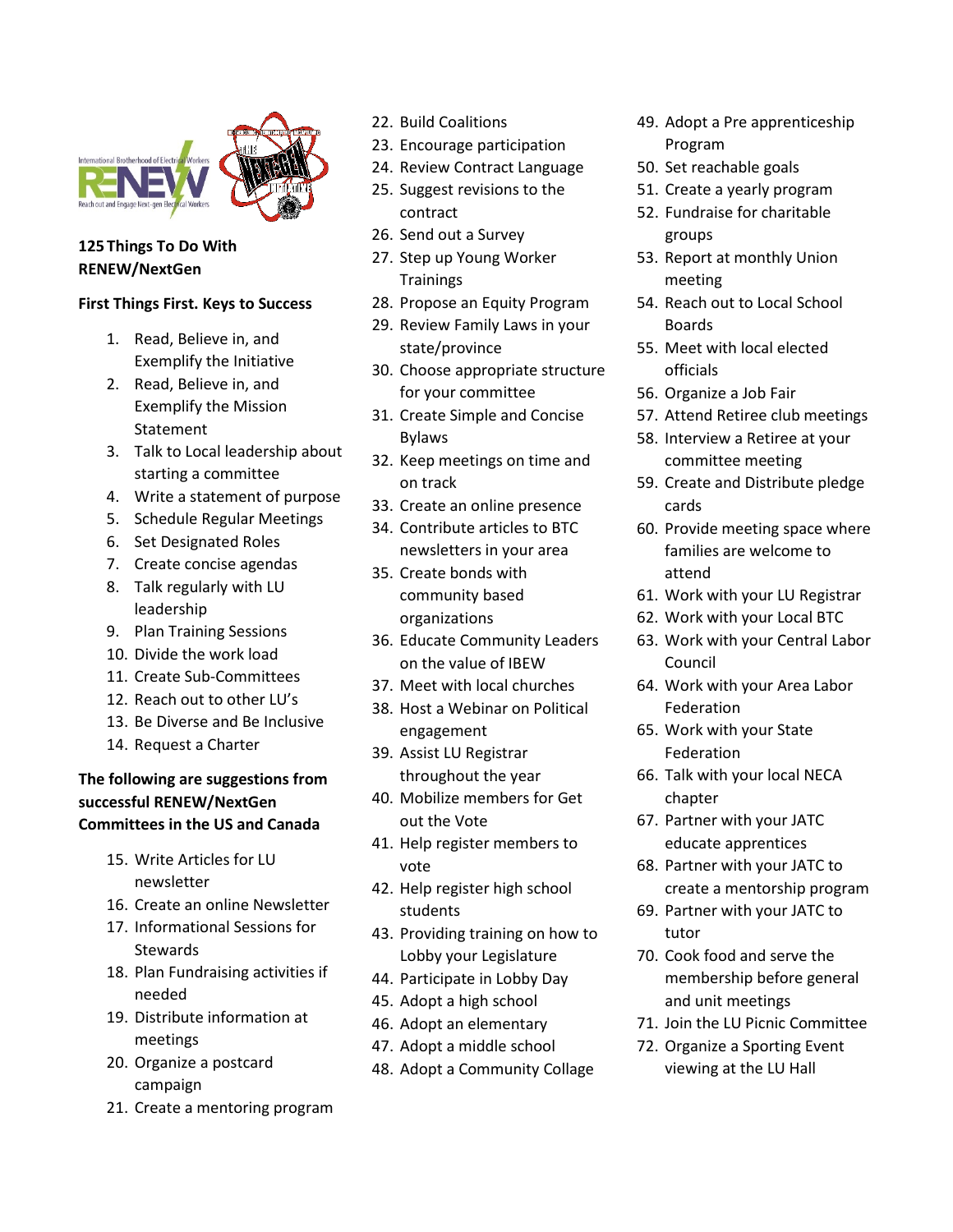## 125 Things To Do With RENEW/NextGen

### First Things First. Keys to Success

1. Read, Believe in, and Exemplify the Initiative
2. Read, Believe in, and Exemplify the Mission Statement
3. Talk to Local leadership about starting a committee
4. Write a statement of purpose
5. Schedule Regular Meetings
6. Set Designated Roles
7. Create concise agendas
8. Talk regularly with LU leadership
9. Plan Training Sessions
10. Divide the work load
11. Create Sub-Committees
12. Reach out to other LU's
13. Be Diverse and Be Inclusive
14. Request a Charter

### The following are suggestions from successful RENEW/NextGen Committees in the US and Canada

15. Write Articles for LU newsletter
16. Create an online Newsletter
17. Informational Sessions for Stewards
18. Plan Fundraising activities if needed
19. Distribute information at meetings
20. Organize a postcard campaign
21. Create a mentoring program
22. Build Coalitions
23. Encourage participation
24. Review Contract Language
25. Suggest revisions to the contract
26. Send out a Survey
27. Step up Young Worker Trainings
28. Propose an Equity Program
29. Review Family Laws in your state/province
30. Choose appropriate structure for your committee
31. Create Simple and Concise Bylaws
32. Keep meetings on time and on track
33. Create an online presence
34. Contribute articles to BTC newsletters in your area
35. Create bonds with community based organizations
36. Educate Community Leaders on the value of IBEW
37. Meet with local churches
38. Host a Webinar on Political engagement
39. Assist LU Registrar throughout the year
40. Mobilize members for Get out the Vote
41. Help register members to vote
42. Help register high school students
43. Providing training on how to Lobby your Legislature
44. Participate in Lobby Day
45. Adopt a high school
46. Adopt an elementary
47. Adopt a middle school
48. Adopt a Community Collage
49. Adopt a Pre apprenticeship Program
50. Set reachable goals
51. Create a yearly program
52. Fundraise for charitable groups
53. Report at monthly Union meeting
54. Reach out to Local School Boards
55. Meet with local elected officials
56. Organize a Job Fair
57. Attend Retiree club meetings
58. Interview a Retiree at your committee meeting
59. Create and Distribute pledge cards
60. Provide meeting space where families are welcome to attend
61. Work with your LU Registrar
62. Work with your Local BTC
63. Work with your Central Labor Council
64. Work with your Area Labor Federation
65. Work with your State Federation
66. Talk with your local NECA chapter
67. Partner with your JATC educate apprentices
68. Partner with your JATC to create a mentorship program
69. Partner with your JATC to tutor
70. Cook food and serve the membership before general and unit meetings
71. Join the LU Picnic Committee
72. Organize a Sporting Event viewing at the LU Hall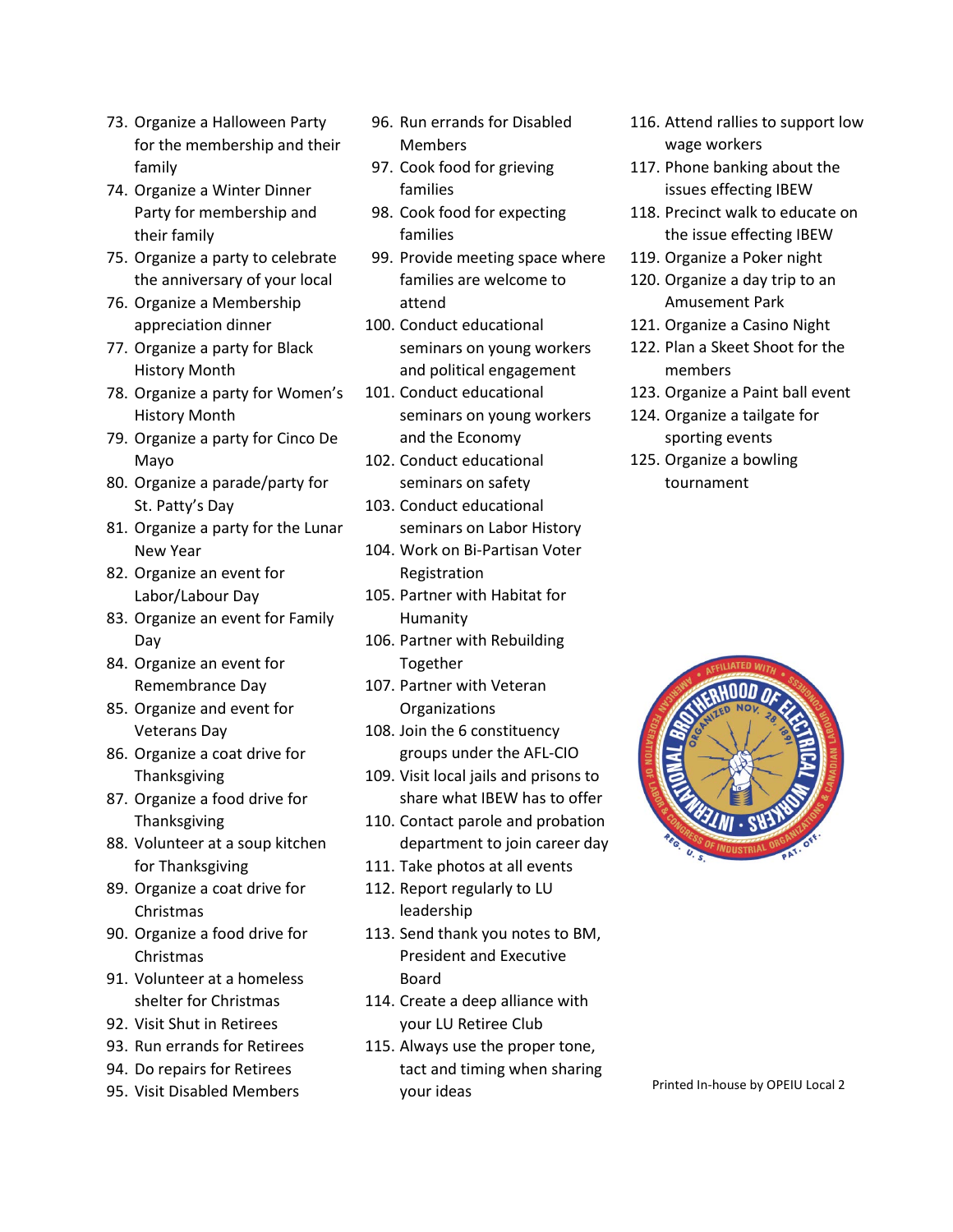73. Organize a Halloween Party for the membership and their family
74. Organize a Winter Dinner Party for membership and their family
75. Organize a party to celebrate the anniversary of your local
76. Organize a Membership appreciation dinner
77. Organize a party for Black History Month
78. Organize a party for Women's History Month
79. Organize a party for Cinco De Mayo
80. Organize a parade/party for St. Patty's Day
81. Organize a party for the Lunar New Year
82. Organize an event for Labor/Labour Day
83. Organize an event for Family Day
84. Organize an event for Remembrance Day
85. Organize and event for Veterans Day
86. Organize a coat drive for Thanksgiving
87. Organize a food drive for Thanksgiving
88. Volunteer at a soup kitchen for Thanksgiving
89. Organize a coat drive for Christmas
90. Organize a food drive for Christmas
91. Volunteer at a homeless shelter for Christmas
92. Visit Shut in Retirees
93. Run errands for Retirees
94. Do repairs for Retirees
95. Visit Disabled Members
96. Run errands for Disabled Members
97. Cook food for grieving families
98. Cook food for expecting families
99. Provide meeting space where families are welcome to attend
100. Conduct educational seminars on young workers and political engagement
101. Conduct educational seminars on young workers and the Economy
102. Conduct educational seminars on safety
103. Conduct educational seminars on Labor History
104. Work on Bi-Partisan Voter Registration
105. Partner with Habitat for Humanity
106. Partner with Rebuilding Together
107. Partner with Veteran Organizations
108. Join the 6 constituency groups under the AFL-CIO
109. Visit local jails and prisons to share what IBEW has to offer
110. Contact parole and probation department to join career day
111. Take photos at all events
112. Report regularly to LU leadership
113. Send thank you notes to BM, President and Executive Board
114. Create a deep alliance with your LU Retiree Club
115. Always use the proper tone, tact and timing when sharing your ideas
116. Attend rallies to support low wage workers
117. Phone banking about the issues effecting IBEW
118. Precinct walk to educate on the issue effecting IBEW
119. Organize a Poker night
120. Organize a day trip to an Amusement Park
121. Organize a Casino Night
122. Plan a Skeet Shoot for the members
123. Organize a Paint ball event
124. Organize a tailgate for sporting events
125. Organize a bowling tournament

Printed In-house by OPEIU Local 2